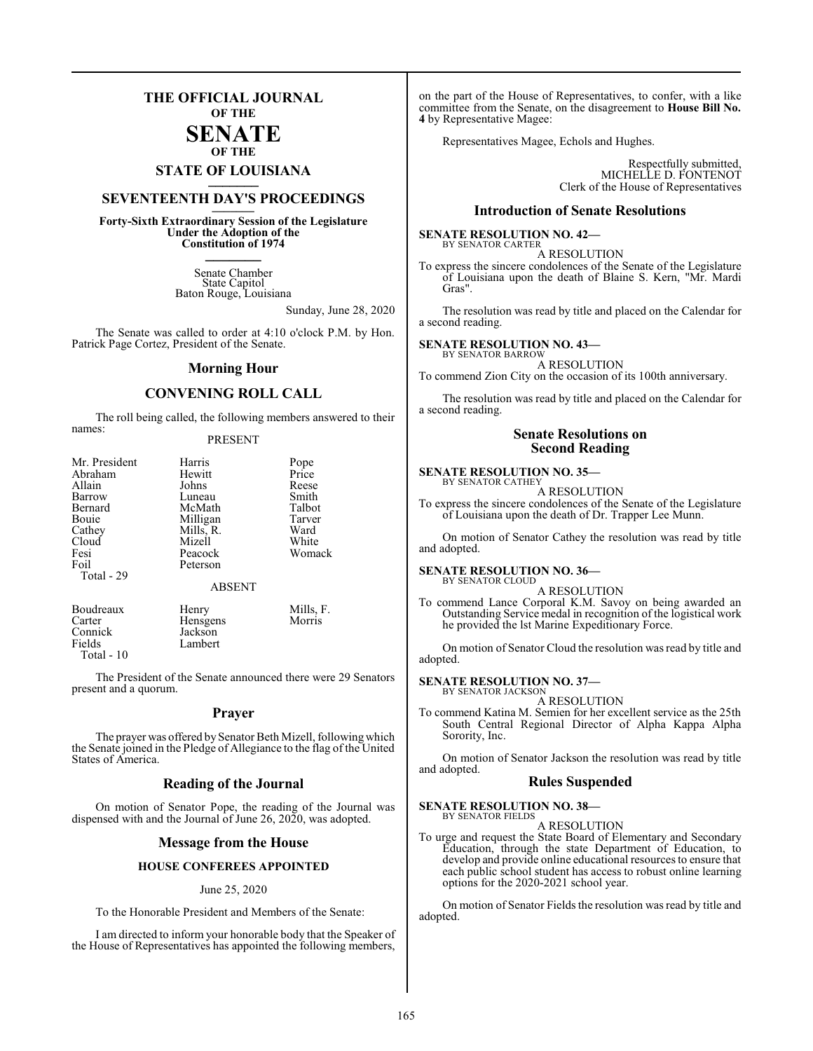# THE OFFICIAL JOURNAL OF THE SENATE OF THE STATE OF LOUISIANA

## SEVENTEENTH DAY'S PROCEEDINGS

**Forty-Sixth Extraordinary Session of the Legislature Under the Adoption of the Constitution of 1974**

Senate Chamber
State Capitol
Baton Rouge, Louisiana

Sunday, June 28, 2020

The Senate was called to order at 4:10 o'clock P.M. by Hon. Patrick Page Cortez, President of the Senate.

## Morning Hour

## CONVENING ROLL CALL

The roll being called, the following members answered to their names:

PRESENT

| | | |
|---|---|---|
| Mr. President | Harris | Pope |
| Abraham | Hewitt | Price |
| Allain | Johns | Reese |
| Barrow | Luneau | Smith |
| Bernard | McMath | Talbot |
| Bouie | Milligan | Tarver |
| Cathey | Mills, R. | Ward |
| Cloud | Mizell | White |
| Fesi | Peacock | Womack |
| Foil | Peterson | |
| Total - 29 | | |

ABSENT

| | | |
|---|---|---|
| Boudreaux | Henry | Mills, F. |
| Carter | Hensgens | Morris |
| Connick | Jackson | |
| Fields | Lambert | |
| Total - 10 | | |

The President of the Senate announced there were 29 Senators present and a quorum.

## Prayer

The prayer was offered by Senator Beth Mizell, following which the Senate joined in the Pledge of Allegiance to the flag of the United States of America.

## Reading of the Journal

On motion of Senator Pope, the reading of the Journal was dispensed with and the Journal of June 26, 2020, was adopted.

## Message from the House

### HOUSE CONFEREES APPOINTED

June 25, 2020

To the Honorable President and Members of the Senate:

I am directed to inform your honorable body that the Speaker of the House of Representatives has appointed the following members, on the part of the House of Representatives, to confer, with a like committee from the Senate, on the disagreement to **House Bill No. 4** by Representative Magee:

Representatives Magee, Echols and Hughes.

Respectfully submitted,
MICHELLE D. FONTENOT
Clerk of the House of Representatives

## Introduction of Senate Resolutions

**SENATE RESOLUTION NO. 42—**
BY SENATOR CARTER

A RESOLUTION

To express the sincere condolences of the Senate of the Legislature of Louisiana upon the death of Blaine S. Kern, "Mr. Mardi Gras".

The resolution was read by title and placed on the Calendar for a second reading.

**SENATE RESOLUTION NO. 43—**
BY SENATOR BARROW

A RESOLUTION

To commend Zion City on the occasion of its 100th anniversary.

The resolution was read by title and placed on the Calendar for a second reading.

## Senate Resolutions on Second Reading

**SENATE RESOLUTION NO. 35—**
BY SENATOR CATHEY

A RESOLUTION

To express the sincere condolences of the Senate of the Legislature of Louisiana upon the death of Dr. Trapper Lee Munn.

On motion of Senator Cathey the resolution was read by title and adopted.

**SENATE RESOLUTION NO. 36—**
BY SENATOR CLOUD

A RESOLUTION

To commend Lance Corporal K.M. Savoy on being awarded an Outstanding Service medal in recognition of the logistical work he provided the lst Marine Expeditionary Force.

On motion of Senator Cloud the resolution was read by title and adopted.

**SENATE RESOLUTION NO. 37—**
BY SENATOR JACKSON

A RESOLUTION

To commend Katina M. Semien for her excellent service as the 25th South Central Regional Director of Alpha Kappa Alpha Sorority, Inc.

On motion of Senator Jackson the resolution was read by title and adopted.

## Rules Suspended

**SENATE RESOLUTION NO. 38—**
BY SENATOR FIELDS

A RESOLUTION

To urge and request the State Board of Elementary and Secondary Education, through the state Department of Education, to develop and provide online educational resources to ensure that each public school student has access to robust online learning options for the 2020-2021 school year.

On motion of Senator Fields the resolution was read by title and adopted.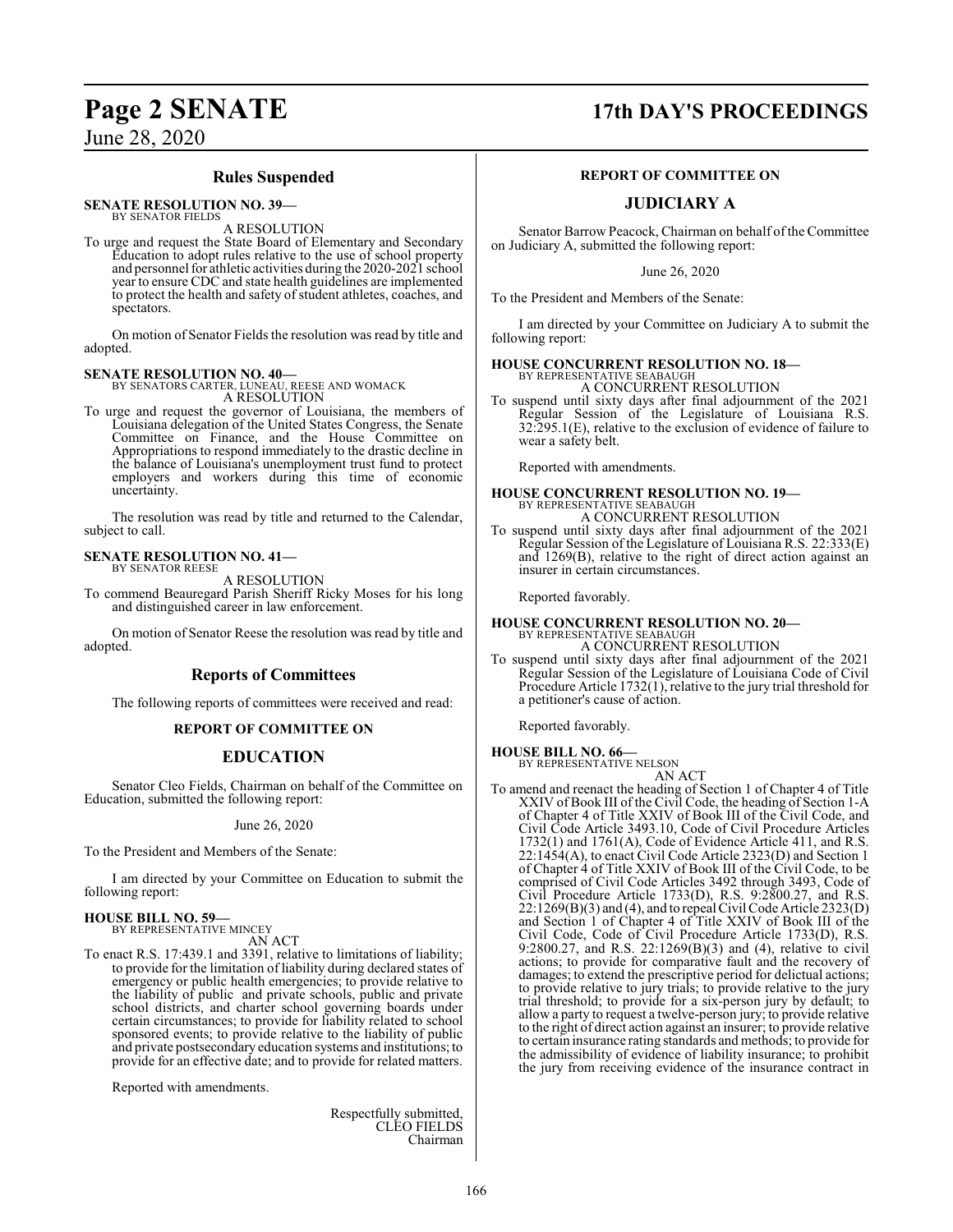## Rules Suspended

**SENATE RESOLUTION NO. 39—**
BY SENATOR FIELDS

A RESOLUTION

To urge and request the State Board of Elementary and Secondary Education to adopt rules relative to the use of school property and personnel for athletic activities during the 2020-2021 school year to ensure CDC and state health guidelines are implemented to protect the health and safety of student athletes, coaches, and spectators.

On motion of Senator Fields the resolution was read by title and adopted.

**SENATE RESOLUTION NO. 40—**
BY SENATORS CARTER, LUNEAU, REESE AND WOMACK

A RESOLUTION

To urge and request the governor of Louisiana, the members of Louisiana delegation of the United States Congress, the Senate Committee on Finance, and the House Committee on Appropriations to respond immediately to the drastic decline in the balance of Louisiana's unemployment trust fund to protect employers and workers during this time of economic uncertainty.

The resolution was read by title and returned to the Calendar, subject to call.

**SENATE RESOLUTION NO. 41—**
BY SENATOR REESE

A RESOLUTION

To commend Beauregard Parish Sheriff Ricky Moses for his long and distinguished career in law enforcement.

On motion of Senator Reese the resolution was read by title and adopted.

## Reports of Committees

The following reports of committees were received and read:

### REPORT OF COMMITTEE ON

### EDUCATION

Senator Cleo Fields, Chairman on behalf of the Committee on Education, submitted the following report:

June 26, 2020

To the President and Members of the Senate:

I am directed by your Committee on Education to submit the following report:

**HOUSE BILL NO. 59—**
BY REPRESENTATIVE MINCEY

AN ACT

To enact R.S. 17:439.1 and 3391, relative to limitations of liability; to provide for the limitation of liability during declared states of emergency or public health emergencies; to provide relative to the liability of public and private schools, public and private school districts, and charter school governing boards under certain circumstances; to provide for liability related to school sponsored events; to provide relative to the liability of public and private postsecondary education systems and institutions; to provide for an effective date; and to provide for related matters.

Reported with amendments.

Respectfully submitted,
CLEO FIELDS
Chairman

### REPORT OF COMMITTEE ON

### JUDICIARY A

Senator Barrow Peacock, Chairman on behalf of the Committee on Judiciary A, submitted the following report:

June 26, 2020

To the President and Members of the Senate:

I am directed by your Committee on Judiciary A to submit the following report:

**HOUSE CONCURRENT RESOLUTION NO. 18—**
BY REPRESENTATIVE SEABAUGH

A CONCURRENT RESOLUTION

To suspend until sixty days after final adjournment of the 2021 Regular Session of the Legislature of Louisiana R.S. 32:295.1(E), relative to the exclusion of evidence of failure to wear a safety belt.

Reported with amendments.

**HOUSE CONCURRENT RESOLUTION NO. 19—**
BY REPRESENTATIVE SEABAUGH

A CONCURRENT RESOLUTION

To suspend until sixty days after final adjournment of the 2021 Regular Session of the Legislature of Louisiana R.S. 22:333(E) and 1269(B), relative to the right of direct action against an insurer in certain circumstances.

Reported favorably.

**HOUSE CONCURRENT RESOLUTION NO. 20—**
BY REPRESENTATIVE SEABAUGH

A CONCURRENT RESOLUTION

To suspend until sixty days after final adjournment of the 2021 Regular Session of the Legislature of Louisiana Code of Civil Procedure Article 1732(1), relative to the jury trial threshold for a petitioner's cause of action.

Reported favorably.

**HOUSE BILL NO. 66—**
BY REPRESENTATIVE NELSON

AN ACT

To amend and reenact the heading of Section 1 of Chapter 4 of Title XXIV of Book III of the Civil Code, the heading of Section 1-A of Chapter 4 of Title XXIV of Book III of the Civil Code, and Civil Code Article 3493.10, Code of Civil Procedure Articles 1732(1) and 1761(A), Code of Evidence Article 411, and R.S. 22:1454(A), to enact Civil Code Article 2323(D) and Section 1 of Chapter 4 of Title XXIV of Book III of the Civil Code, to be comprised of Civil Code Articles 3492 through 3493, Code of Civil Procedure Article 1733(D), R.S. 9:2800.27, and R.S. 22:1269(B)(3) and (4), and to repeal Civil Code Article 2323(D) and Section 1 of Chapter 4 of Title XXIV of Book III of the Civil Code, Code of Civil Procedure Article 1733(D), R.S. 9:2800.27, and R.S. 22:1269(B)(3) and (4), relative to civil actions; to provide for comparative fault and the recovery of damages; to extend the prescriptive period for delictual actions; to provide relative to jury trials; to provide relative to the jury trial threshold; to provide for a six-person jury by default; to allow a party to request a twelve-person jury; to provide relative to the right of direct action against an insurer; to provide relative to certain insurance rating standards and methods; to provide for the admissibility of evidence of liability insurance; to prohibit the jury from receiving evidence of the insurance contract in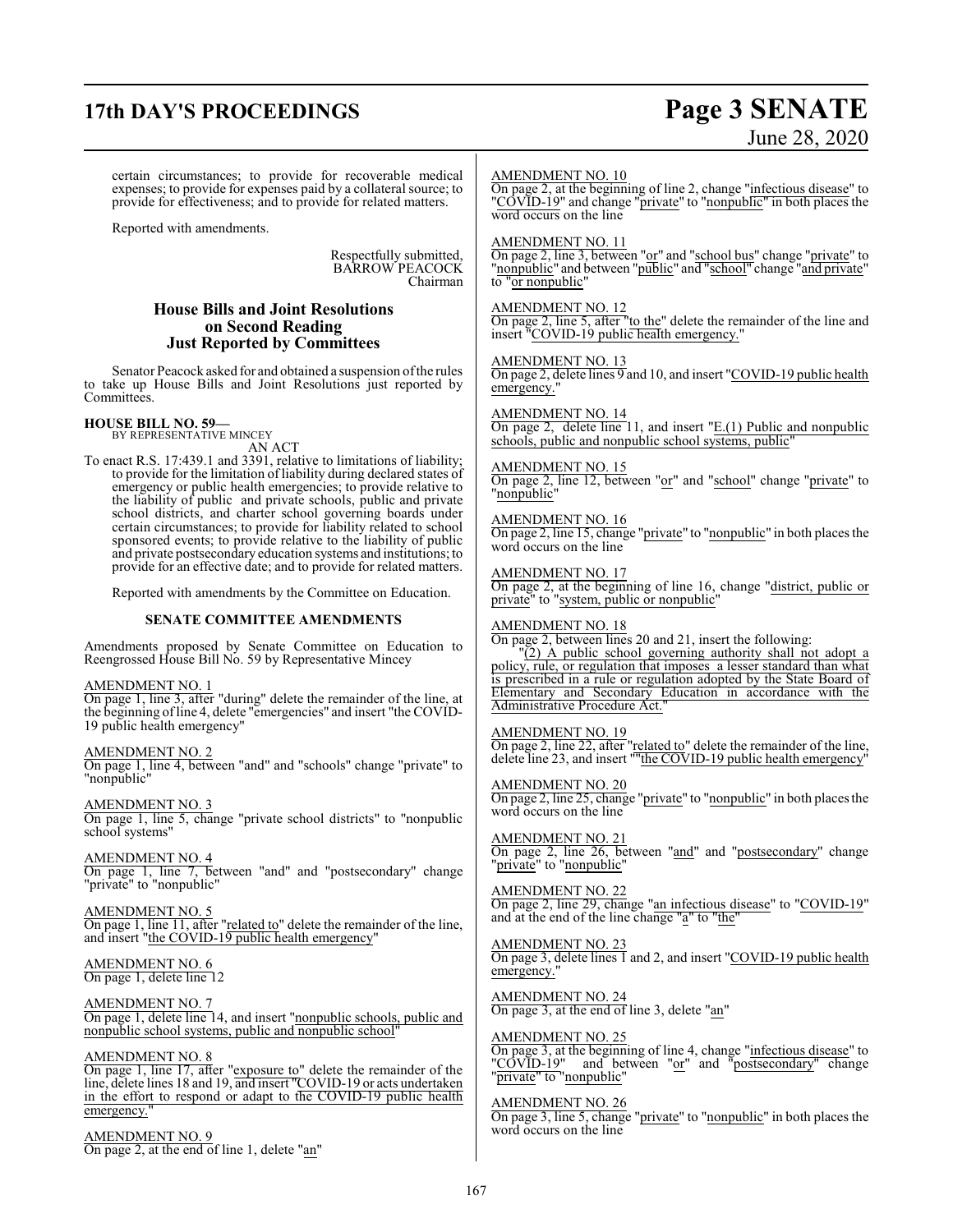certain circumstances; to provide for recoverable medical expenses; to provide for expenses paid by a collateral source; to provide for effectiveness; and to provide for related matters.

Reported with amendments.

Respectfully submitted,
BARROW PEACOCK
Chairman

## House Bills and Joint Resolutions on Second Reading Just Reported by Committees

Senator Peacock asked for and obtained a suspension of the rules to take up House Bills and Joint Resolutions just reported by Committees.

**HOUSE BILL NO. 59—**
BY REPRESENTATIVE MINCEY
AN ACT

To enact R.S. 17:439.1 and 3391, relative to limitations of liability; to provide for the limitation of liability during declared states of emergency or public health emergencies; to provide relative to the liability of public and private schools, public and private school districts, and charter school governing boards under certain circumstances; to provide for liability related to school sponsored events; to provide relative to the liability of public and private postsecondary education systems and institutions; to provide for an effective date; and to provide for related matters.

Reported with amendments by the Committee on Education.

### SENATE COMMITTEE AMENDMENTS

Amendments proposed by Senate Committee on Education to Reengrossed House Bill No. 59 by Representative Mincey

AMENDMENT NO. 1
On page 1, line 3, after "during" delete the remainder of the line, at the beginning of line 4, delete "emergencies" and insert "the COVID-19 public health emergency"

AMENDMENT NO. 2
On page 1, line 4, between "and" and "schools" change "private" to "nonpublic"

AMENDMENT NO. 3
On page 1, line 5, change "private school districts" to "nonpublic school systems"

AMENDMENT NO. 4
On page 1, line 7, between "and" and "postsecondary" change "private" to "nonpublic"

AMENDMENT NO. 5
On page 1, line 11, after "related to" delete the remainder of the line, and insert "the COVID-19 public health emergency"

AMENDMENT NO. 6
On page 1, delete line 12

AMENDMENT NO. 7
On page 1, delete line 14, and insert "nonpublic schools, public and nonpublic school systems, public and nonpublic school"

AMENDMENT NO. 8
On page 1, line 17, after "exposure to" delete the remainder of the line, delete lines 18 and 19, and insert "COVID-19 or acts undertaken in the effort to respond or adapt to the COVID-19 public health emergency."

AMENDMENT NO. 9
On page 2, at the end of line 1, delete "an"

AMENDMENT NO. 10
On page 2, at the beginning of line 2, change "infectious disease" to "COVID-19" and change "private" to "nonpublic" in both places the word occurs on the line

AMENDMENT NO. 11
On page 2, line 3, between "or" and "school bus" change "private" to "nonpublic" and between "public" and "school" change "and private" to "or nonpublic"

AMENDMENT NO. 12
On page 2, line 5, after "to the" delete the remainder of the line and insert "COVID-19 public health emergency."

AMENDMENT NO. 13
On page 2, delete lines 9 and 10, and insert "COVID-19 public health emergency."

AMENDMENT NO. 14
On page 2, delete line 11, and insert "E.(1) Public and nonpublic schools, public and nonpublic school systems, public"

AMENDMENT NO. 15
On page 2, line 12, between "or" and "school" change "private" to "nonpublic"

AMENDMENT NO. 16
On page 2, line 15, change "private" to "nonpublic" in both places the word occurs on the line

AMENDMENT NO. 17
On page 2, at the beginning of line 16, change "district, public or private" to "system, public or nonpublic"

AMENDMENT NO. 18
On page 2, between lines 20 and 21, insert the following:
"(2) A public school governing authority shall not adopt a policy, rule, or regulation that imposes a lesser standard than what is prescribed in a rule or regulation adopted by the State Board of Elementary and Secondary Education in accordance with the Administrative Procedure Act."

AMENDMENT NO. 19
On page 2, line 22, after "related to" delete the remainder of the line, delete line 23, and insert ""the COVID-19 public health emergency"

AMENDMENT NO. 20
On page 2, line 25, change "private" to "nonpublic" in both places the word occurs on the line

AMENDMENT NO. 21
On page 2, line 26, between "and" and "postsecondary" change "private" to "nonpublic"

AMENDMENT NO. 22
On page 2, line 29, change "an infectious disease" to "COVID-19" and at the end of the line change "a" to "the"

AMENDMENT NO. 23
On page 3, delete lines 1 and 2, and insert "COVID-19 public health emergency."

AMENDMENT NO. 24
On page 3, at the end of line 3, delete "an"

AMENDMENT NO. 25
On page 3, at the beginning of line 4, change "infectious disease" to "COVID-19" and between "or" and "postsecondary" change "private" to "nonpublic"

AMENDMENT NO. 26
On page 3, line 5, change "private" to "nonpublic" in both places the word occurs on the line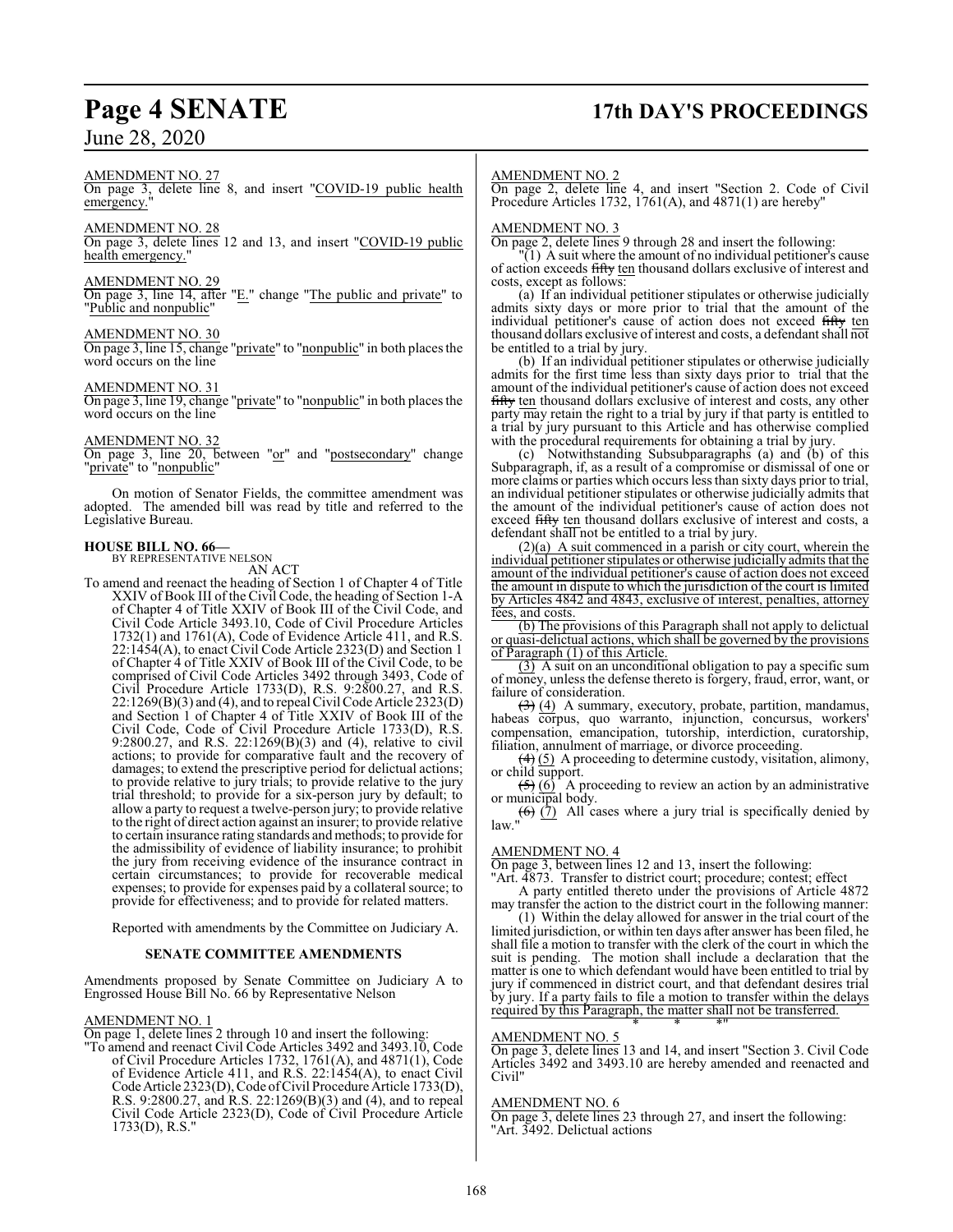AMENDMENT NO. 27

On page 3, delete line 8, and insert "COVID-19 public health emergency."

AMENDMENT NO. 28

On page 3, delete lines 12 and 13, and insert "COVID-19 public health emergency."

AMENDMENT NO. 29

On page 3, line 14, after "E." change "The public and private" to "Public and nonpublic"

AMENDMENT NO. 30

On page 3, line 15, change "private" to "nonpublic" in both places the word occurs on the line

AMENDMENT NO. 31

On page 3, line 19, change "private" to "nonpublic" in both places the word occurs on the line

AMENDMENT NO. 32

On page 3, line 20, between "or" and "postsecondary" change "private" to "nonpublic"

On motion of Senator Fields, the committee amendment was adopted. The amended bill was read by title and referred to the Legislative Bureau.

**HOUSE BILL NO. 66—**
BY REPRESENTATIVE NELSON
AN ACT

To amend and reenact the heading of Section 1 of Chapter 4 of Title XXIV of Book III of the Civil Code, the heading of Section 1-A of Chapter 4 of Title XXIV of Book III of the Civil Code, and Civil Code Article 3493.10, Code of Civil Procedure Articles 1732(1) and 1761(A), Code of Evidence Article 411, and R.S. 22:1454(A), to enact Civil Code Article 2323(D) and Section 1 of Chapter 4 of Title XXIV of Book III of the Civil Code, to be comprised of Civil Code Articles 3492 through 3493, Code of Civil Procedure Article 1733(D), R.S. 9:2800.27, and R.S. 22:1269(B)(3) and (4), and to repeal Civil Code Article 2323(D) and Section 1 of Chapter 4 of Title XXIV of Book III of the Civil Code, Code of Civil Procedure Article 1733(D), R.S. 9:2800.27, and R.S. 22:1269(B)(3) and (4), relative to civil actions; to provide for comparative fault and the recovery of damages; to extend the prescriptive period for delictual actions; to provide relative to jury trials; to provide relative to the jury trial threshold; to provide for a six-person jury by default; to allow a party to request a twelve-person jury; to provide relative to the right of direct action against an insurer; to provide relative to certain insurance rating standards and methods; to provide for the admissibility of evidence of liability insurance; to prohibit the jury from receiving evidence of the insurance contract in certain circumstances; to provide for recoverable medical expenses; to provide for expenses paid by a collateral source; to provide for effectiveness; and to provide for related matters.

Reported with amendments by the Committee on Judiciary A.

**SENATE COMMITTEE AMENDMENTS**

Amendments proposed by Senate Committee on Judiciary A to Engrossed House Bill No. 66 by Representative Nelson

AMENDMENT NO. 1

On page 1, delete lines 2 through 10 and insert the following:

"To amend and reenact Civil Code Articles 3492 and 3493.10, Code of Civil Procedure Articles 1732, 1761(A), and 4871(1), Code of Evidence Article 411, and R.S. 22:1454(A), to enact Civil Code Article 2323(D), Code of Civil Procedure Article 1733(D), R.S. 9:2800.27, and R.S. 22:1269(B)(3) and (4), and to repeal Civil Code Article 2323(D), Code of Civil Procedure Article 1733(D), R.S."

AMENDMENT NO. 2

On page 2, delete line 4, and insert "Section 2. Code of Civil Procedure Articles 1732, 1761(A), and 4871(1) are hereby"

AMENDMENT NO. 3

On page 2, delete lines 9 through 28 and insert the following:

"(1) A suit where the amount of no individual petitioner's cause of action exceeds ~~fifty~~ ten thousand dollars exclusive of interest and costs, except as follows:

(a) If an individual petitioner stipulates or otherwise judicially admits sixty days or more prior to trial that the amount of the individual petitioner's cause of action does not exceed ~~fifty~~ ten thousand dollars exclusive of interest and costs, a defendant shall not be entitled to a trial by jury.

(b) If an individual petitioner stipulates or otherwise judicially admits for the first time less than sixty days prior to trial that the amount of the individual petitioner's cause of action does not exceed ~~fifty~~ ten thousand dollars exclusive of interest and costs, any other party may retain the right to a trial by jury if that party is entitled to a trial by jury pursuant to this Article and has otherwise complied with the procedural requirements for obtaining a trial by jury.

(c) Notwithstanding Subsubparagraphs (a) and (b) of this Subparagraph, if, as a result of a compromise or dismissal of one or more claims or parties which occurs less than sixty days prior to trial, an individual petitioner stipulates or otherwise judicially admits that the amount of the individual petitioner's cause of action does not exceed ~~fifty~~ ten thousand dollars exclusive of interest and costs, a defendant shall not be entitled to a trial by jury.

(2)(a) A suit commenced in a parish or city court, wherein the individual petitioner stipulates or otherwise judicially admits that the amount of the individual petitioner's cause of action does not exceed the amount in dispute to which the jurisdiction of the court is limited by Articles 4842 and 4843, exclusive of interest, penalties, attorney fees, and costs.

(b) The provisions of this Paragraph shall not apply to delictual or quasi-delictual actions, which shall be governed by the provisions of Paragraph (1) of this Article.

(3) A suit on an unconditional obligation to pay a specific sum of money, unless the defense thereto is forgery, fraud, error, want, or failure of consideration.

~~(3)~~ (4) A summary, executory, probate, partition, mandamus, habeas corpus, quo warranto, injunction, concursus, workers' compensation, emancipation, tutorship, interdiction, curatorship, filiation, annulment of marriage, or divorce proceeding.

~~(4)~~ (5) A proceeding to determine custody, visitation, alimony, or child support.

~~(5)~~ (6) A proceeding to review an action by an administrative or municipal body.

~~(6)~~ (7) All cases where a jury trial is specifically denied by law."

AMENDMENT NO. 4

On page 3, between lines 12 and 13, insert the following:

"Art. 4873. Transfer to district court; procedure; contest; effect

A party entitled thereto under the provisions of Article 4872 may transfer the action to the district court in the following manner:

(1) Within the delay allowed for answer in the trial court of the limited jurisdiction, or within ten days after answer has been filed, he shall file a motion to transfer with the clerk of the court in which the suit is pending. The motion shall include a declaration that the matter is one to which defendant would have been entitled to trial by jury if commenced in district court, and that defendant desires trial by jury. If a party fails to file a motion to transfer within the delays required by this Paragraph, the matter shall not be transferred.

\* \* \*"

AMENDMENT NO. 5

On page 3, delete lines 13 and 14, and insert "Section 3. Civil Code Articles 3492 and 3493.10 are hereby amended and reenacted and Civil"

AMENDMENT NO. 6

On page 3, delete lines 23 through 27, and insert the following:

"Art. 3492. Delictual actions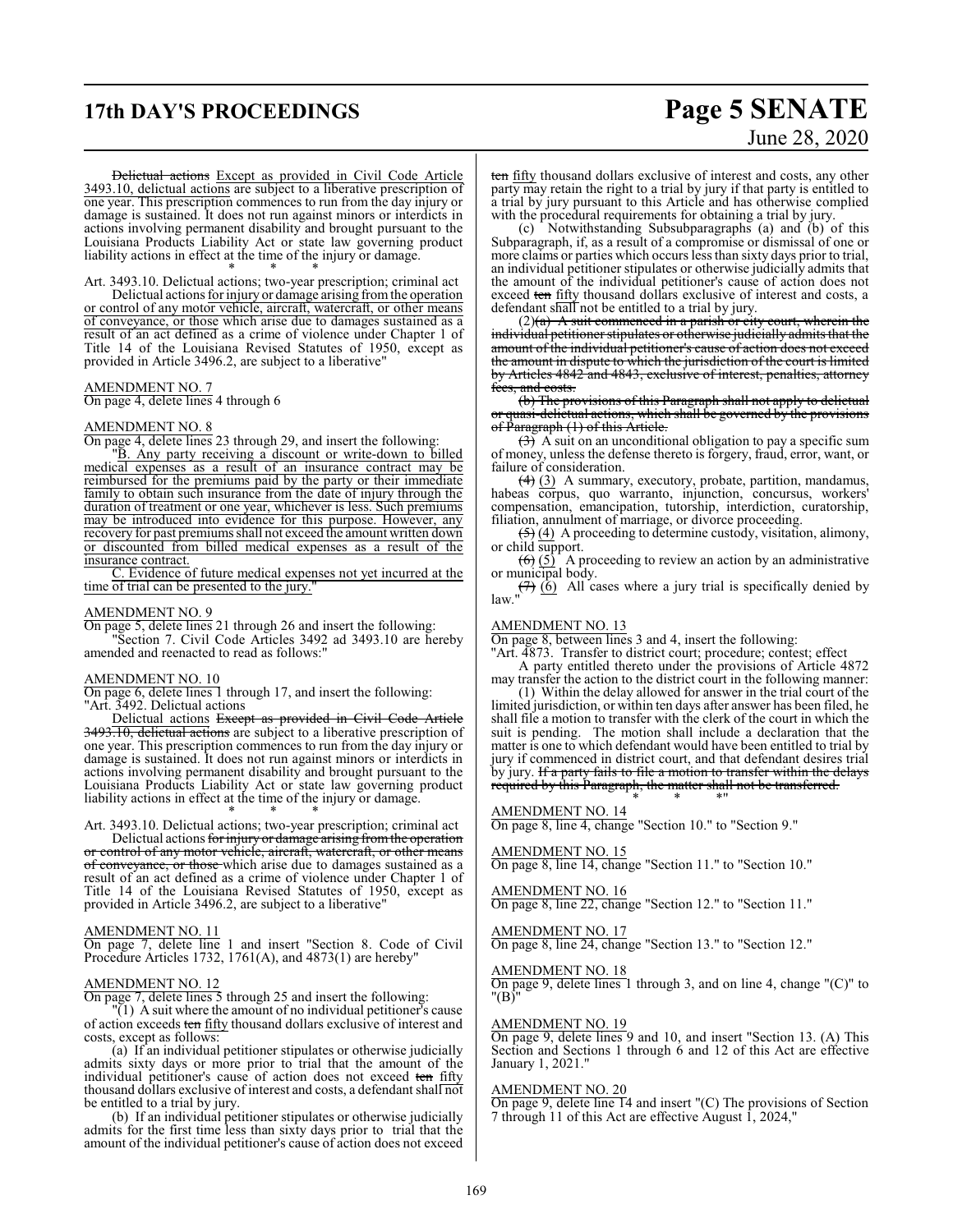Delictual actions Except as provided in Civil Code Article 3493.10, delictual actions are subject to a liberative prescription of one year. This prescription commences to run from the day injury or damage is sustained. It does not run against minors or interdicts in actions involving permanent disability and brought pursuant to the Louisiana Products Liability Act or state law governing product liability actions in effect at the time of the injury or damage.

\* \* \*

Art. 3493.10. Delictual actions; two-year prescription; criminal act

Delictual actions for injury or damage arising from the operation or control of any motor vehicle, aircraft, watercraft, or other means of conveyance, or those which arise due to damages sustained as a result of an act defined as a crime of violence under Chapter 1 of Title 14 of the Louisiana Revised Statutes of 1950, except as provided in Article 3496.2, are subject to a liberative"

AMENDMENT NO. 7

On page 4, delete lines 4 through 6

AMENDMENT NO. 8

On page 4, delete lines 23 through 29, and insert the following:

"B. Any party receiving a discount or write-down to billed medical expenses as a result of an insurance contract may be reimbursed for the premiums paid by the party or their immediate family to obtain such insurance from the date of injury through the duration of treatment or one year, whichever is less. Such premiums may be introduced into evidence for this purpose. However, any recovery for past premiums shall not exceed the amount written down or discounted from billed medical expenses as a result of the insurance contract.

C. Evidence of future medical expenses not yet incurred at the time of trial can be presented to the jury."

AMENDMENT NO. 9

On page 5, delete lines 21 through 26 and insert the following:

"Section 7. Civil Code Articles 3492 ad 3493.10 are hereby amended and reenacted to read as follows:"

AMENDMENT NO. 10

On page 6, delete lines 1 through 17, and insert the following:

"Art. 3492. Delictual actions

Delictual actions Except as provided in Civil Code Article 3493.10, delictual actions are subject to a liberative prescription of one year. This prescription commences to run from the day injury or damage is sustained. It does not run against minors or interdicts in actions involving permanent disability and brought pursuant to the Louisiana Products Liability Act or state law governing product liability actions in effect at the time of the injury or damage.

\* \* \*

Art. 3493.10. Delictual actions; two-year prescription; criminal act

Delictual actions for injury or damage arising from the operation or control of any motor vehicle, aircraft, watercraft, or other means of conveyance, or those which arise due to damages sustained as a result of an act defined as a crime of violence under Chapter 1 of Title 14 of the Louisiana Revised Statutes of 1950, except as provided in Article 3496.2, are subject to a liberative"

AMENDMENT NO. 11

On page 7, delete line 1 and insert "Section 8. Code of Civil Procedure Articles 1732, 1761(A), and 4873(1) are hereby"

AMENDMENT NO. 12

On page 7, delete lines 5 through 25 and insert the following:

"(1) A suit where the amount of no individual petitioner's cause of action exceeds ten fifty thousand dollars exclusive of interest and costs, except as follows:

(a) If an individual petitioner stipulates or otherwise judicially admits sixty days or more prior to trial that the amount of the individual petitioner's cause of action does not exceed ten fifty thousand dollars exclusive of interest and costs, a defendant shall not be entitled to a trial by jury.

(b) If an individual petitioner stipulates or otherwise judicially admits for the first time less than sixty days prior to trial that the amount of the individual petitioner's cause of action does not exceed ten fifty thousand dollars exclusive of interest and costs, any other party may retain the right to a trial by jury if that party is entitled to a trial by jury pursuant to this Article and has otherwise complied with the procedural requirements for obtaining a trial by jury.

(c) Notwithstanding Subsubparagraphs (a) and (b) of this Subparagraph, if, as a result of a compromise or dismissal of one or more claims or parties which occurs less than sixty days prior to trial, an individual petitioner stipulates or otherwise judicially admits that the amount of the individual petitioner's cause of action does not exceed ten fifty thousand dollars exclusive of interest and costs, a defendant shall not be entitled to a trial by jury.

(2)(a) A suit commenced in a parish or city court, wherein the individual petitioner stipulates or otherwise judicially admits that the amount of the individual petitioner's cause of action does not exceed the amount in dispute to which the jurisdiction of the court is limited by Articles 4842 and 4843, exclusive of interest, penalties, attorney fees, and costs.

(b) The provisions of this Paragraph shall not apply to delictual or quasi-delictual actions, which shall be governed by the provisions of Paragraph (1) of this Article.

(3) A suit on an unconditional obligation to pay a specific sum of money, unless the defense thereto is forgery, fraud, error, want, or failure of consideration.

(4) (3) A summary, executory, probate, partition, mandamus, habeas corpus, quo warranto, injunction, concursus, workers' compensation, emancipation, tutorship, interdiction, curatorship, filiation, annulment of marriage, or divorce proceeding.

(5) (4) A proceeding to determine custody, visitation, alimony, or child support.

(6) (5) A proceeding to review an action by an administrative or municipal body.

(7) (6) All cases where a jury trial is specifically denied by law."

AMENDMENT NO. 13

On page 8, between lines 3 and 4, insert the following:

"Art. 4873. Transfer to district court; procedure; contest; effect

A party entitled thereto under the provisions of Article 4872 may transfer the action to the district court in the following manner:

(1) Within the delay allowed for answer in the trial court of the limited jurisdiction, or within ten days after answer has been filed, he shall file a motion to transfer with the clerk of the court in which the suit is pending. The motion shall include a declaration that the matter is one to which defendant would have been entitled to trial by jury if commenced in district court, and that defendant desires trial by jury. If a party fails to file a motion to transfer within the delays required by this Paragraph, the matter shall not be transferred.

\* \* \*"

AMENDMENT NO. 14

On page 8, line 4, change "Section 10." to "Section 9."

AMENDMENT NO. 15

On page 8, line 14, change "Section 11." to "Section 10."

AMENDMENT NO. 16

On page 8, line 22, change "Section 12." to "Section 11."

AMENDMENT NO. 17

On page 8, line 24, change "Section 13." to "Section 12."

AMENDMENT NO. 18

On page 9, delete lines 1 through 3, and on line 4, change "(C)" to "(B)"

AMENDMENT NO. 19

On page 9, delete lines 9 and 10, and insert "Section 13. (A) This Section and Sections 1 through 6 and 12 of this Act are effective January 1, 2021."

AMENDMENT NO. 20

On page 9, delete line 14 and insert "(C) The provisions of Section 7 through 11 of this Act are effective August 1, 2024,"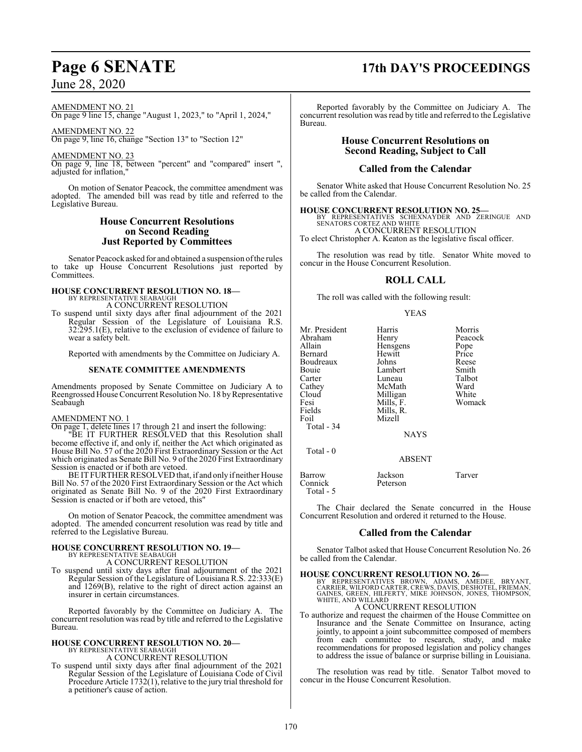AMENDMENT NO. 21
On page 9 line 15, change "August 1, 2023," to "April 1, 2024,"

AMENDMENT NO. 22
On page 9, line 16, change "Section 13" to "Section 12"

AMENDMENT NO. 23
On page 9, line 18, between "percent" and "compared" insert ", adjusted for inflation,"

On motion of Senator Peacock, the committee amendment was adopted. The amended bill was read by title and referred to the Legislative Bureau.

## House Concurrent Resolutions on Second Reading Just Reported by Committees

Senator Peacock asked for and obtained a suspension of the rules to take up House Concurrent Resolutions just reported by Committees.

**HOUSE CONCURRENT RESOLUTION NO. 18—**
BY REPRESENTATIVE SEABAUGH
A CONCURRENT RESOLUTION
To suspend until sixty days after final adjournment of the 2021 Regular Session of the Legislature of Louisiana R.S. 32:295.1(E), relative to the exclusion of evidence of failure to wear a safety belt.

Reported with amendments by the Committee on Judiciary A.

**SENATE COMMITTEE AMENDMENTS**

Amendments proposed by Senate Committee on Judiciary A to Reengrossed House Concurrent Resolution No. 18 by Representative Seabaugh

AMENDMENT NO. 1
On page 1, delete lines 17 through 21 and insert the following:
"BE IT FURTHER RESOLVED that this Resolution shall become effective if, and only if, neither the Act which originated as House Bill No. 57 of the 2020 First Extraordinary Session or the Act which originated as Senate Bill No. 9 of the 2020 First Extraordinary Session is enacted or if both are vetoed.
BE IT FURTHER RESOLVED that, if and only if neither House Bill No. 57 of the 2020 First Extraordinary Session or the Act which originated as Senate Bill No. 9 of the 2020 First Extraordinary Session is enacted or if both are vetoed, this"

On motion of Senator Peacock, the committee amendment was adopted. The amended concurrent resolution was read by title and referred to the Legislative Bureau.

**HOUSE CONCURRENT RESOLUTION NO. 19—**
BY REPRESENTATIVE SEABAUGH
A CONCURRENT RESOLUTION
To suspend until sixty days after final adjournment of the 2021 Regular Session of the Legislature of Louisiana R.S. 22:333(E) and 1269(B), relative to the right of direct action against an insurer in certain circumstances.

Reported favorably by the Committee on Judiciary A. The concurrent resolution was read by title and referred to the Legislative Bureau.

**HOUSE CONCURRENT RESOLUTION NO. 20—**
BY REPRESENTATIVE SEABAUGH
A CONCURRENT RESOLUTION
To suspend until sixty days after final adjournment of the 2021 Regular Session of the Legislature of Louisiana Code of Civil Procedure Article 1732(1), relative to the jury trial threshold for a petitioner's cause of action.

Reported favorably by the Committee on Judiciary A. The concurrent resolution was read by title and referred to the Legislative Bureau.

## House Concurrent Resolutions on Second Reading, Subject to Call

### Called from the Calendar

Senator White asked that House Concurrent Resolution No. 25 be called from the Calendar.

**HOUSE CONCURRENT RESOLUTION NO. 25—**
BY REPRESENTATIVES SCHEXNAYDER AND ZERINGUE AND SENATORS CORTEZ AND WHITE
A CONCURRENT RESOLUTION
To elect Christopher A. Keaton as the legislative fiscal officer.

The resolution was read by title. Senator White moved to concur in the House Concurrent Resolution.

### ROLL CALL

The roll was called with the following result:

YEAS

| | | |
|---|---|---|
| Mr. President | Harris | Morris |
| Abraham | Henry | Peacock |
| Allain | Hensgens | Pope |
| Bernard | Hewitt | Price |
| Boudreaux | Johns | Reese |
| Bouie | Lambert | Smith |
| Carter | Luneau | Talbot |
| Cathey | McMath | Ward |
| Cloud | Milligan | White |
| Fesi | Mills, F. | Womack |
| Fields | Mills, R. | |
| Foil | Mizell | |

Total - 34

NAYS

Total - 0

ABSENT

| | | |
|---|---|---|
| Barrow | Jackson | Tarver |
| Connick | Peterson | |

Total - 5

The Chair declared the Senate concurred in the House Concurrent Resolution and ordered it returned to the House.

### Called from the Calendar

Senator Talbot asked that House Concurrent Resolution No. 26 be called from the Calendar.

**HOUSE CONCURRENT RESOLUTION NO. 26—**
BY REPRESENTATIVES BROWN, ADAMS, AMEDEE, BRYANT, CARRIER, WILFORD CARTER, CREWS, DAVIS, DESHOTEL, FRIEMAN, GAINES, GREEN, HILFERTY, MIKE JOHNSON, JONES, THOMPSON, WHITE, AND WILLARD
A CONCURRENT RESOLUTION
To authorize and request the chairmen of the House Committee on Insurance and the Senate Committee on Insurance, acting jointly, to appoint a joint subcommittee composed of members from each committee to research, study, and make recommendations for proposed legislation and policy changes to address the issue of balance or surprise billing in Louisiana.

The resolution was read by title. Senator Talbot moved to concur in the House Concurrent Resolution.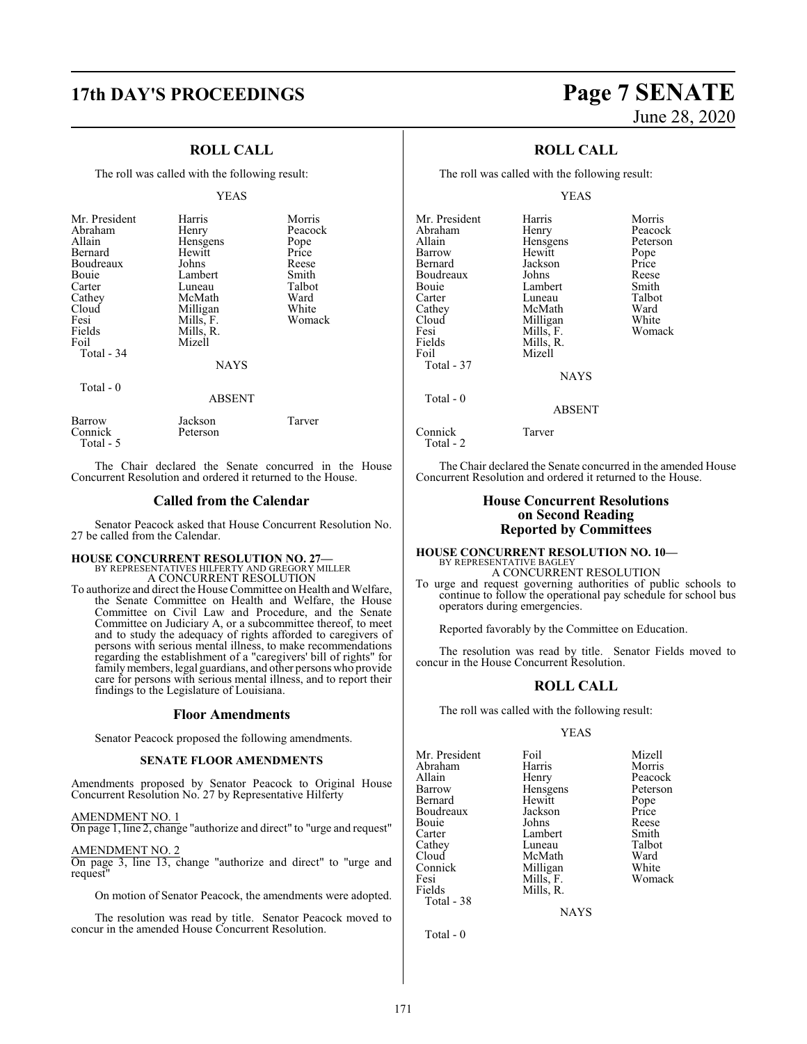## ROLL CALL

The roll was called with the following result:

YEAS

| | | |
|---|---|---|
| Mr. President | Harris | Morris |
| Abraham | Henry | Peacock |
| Allain | Hensgens | Pope |
| Bernard | Hewitt | Price |
| Boudreaux | Johns | Reese |
| Bouie | Lambert | Smith |
| Carter | Luneau | Talbot |
| Cathey | McMath | Ward |
| Cloud | Milligan | White |
| Fesi | Mills, F. | Womack |
| Fields | Mills, R. | |
| Foil | Mizell | |
| Total - 34 | | |

NAYS

Total - 0

ABSENT

| | | |
|---|---|---|
| Barrow | Jackson | Tarver |
| Connick | Peterson | |
| Total - 5 | | |

The Chair declared the Senate concurred in the House Concurrent Resolution and ordered it returned to the House.

## Called from the Calendar

Senator Peacock asked that House Concurrent Resolution No. 27 be called from the Calendar.

**HOUSE CONCURRENT RESOLUTION NO. 27—**
BY REPRESENTATIVES HILFERTY AND GREGORY MILLER
A CONCURRENT RESOLUTION

To authorize and direct the House Committee on Health and Welfare, the Senate Committee on Health and Welfare, the House Committee on Civil Law and Procedure, and the Senate Committee on Judiciary A, or a subcommittee thereof, to meet and to study the adequacy of rights afforded to caregivers of persons with serious mental illness, to make recommendations regarding the establishment of a "caregivers' bill of rights" for family members, legal guardians, and other persons who provide care for persons with serious mental illness, and to report their findings to the Legislature of Louisiana.

## Floor Amendments

Senator Peacock proposed the following amendments.

### SENATE FLOOR AMENDMENTS

Amendments proposed by Senator Peacock to Original House Concurrent Resolution No. 27 by Representative Hilferty

AMENDMENT NO. 1
On page 1, line 2, change "authorize and direct" to "urge and request"

AMENDMENT NO. 2
On page 3, line 13, change "authorize and direct" to "urge and request"

On motion of Senator Peacock, the amendments were adopted.

The resolution was read by title. Senator Peacock moved to concur in the amended House Concurrent Resolution.

## ROLL CALL

The roll was called with the following result:

YEAS

| | | |
|---|---|---|
| Mr. President | Harris | Morris |
| Abraham | Henry | Peacock |
| Allain | Hensgens | Peterson |
| Barrow | Hewitt | Pope |
| Bernard | Jackson | Price |
| Boudreaux | Johns | Reese |
| Bouie | Lambert | Smith |
| Carter | Luneau | Talbot |
| Cathey | McMath | Ward |
| Cloud | Milligan | White |
| Fesi | Mills, F. | Womack |
| Fields | Mills, R. | |
| Foil | Mizell | |
| Total - 37 | | |

NAYS

Total - 0

ABSENT

| | |
|---|---|
| Connick | Tarver |
| Total - 2 | |

The Chair declared the Senate concurred in the amended House Concurrent Resolution and ordered it returned to the House.

## House Concurrent Resolutions on Second Reading Reported by Committees

**HOUSE CONCURRENT RESOLUTION NO. 10—**
BY REPRESENTATIVE BAGLEY
A CONCURRENT RESOLUTION

To urge and request governing authorities of public schools to continue to follow the operational pay schedule for school bus operators during emergencies.

Reported favorably by the Committee on Education.

The resolution was read by title. Senator Fields moved to concur in the House Concurrent Resolution.

## ROLL CALL

The roll was called with the following result:

YEAS

| | | |
|---|---|---|
| Mr. President | Foil | Mizell |
| Abraham | Harris | Morris |
| Allain | Henry | Peacock |
| Barrow | Hensgens | Peterson |
| Bernard | Hewitt | Pope |
| Boudreaux | Jackson | Price |
| Bouie | Johns | Reese |
| Carter | Lambert | Smith |
| Cathey | Luneau | Talbot |
| Cloud | McMath | Ward |
| Connick | Milligan | White |
| Fesi | Mills, F. | Womack |
| Fields | Mills, R. | |
| Total - 38 | | |

NAYS

Total - 0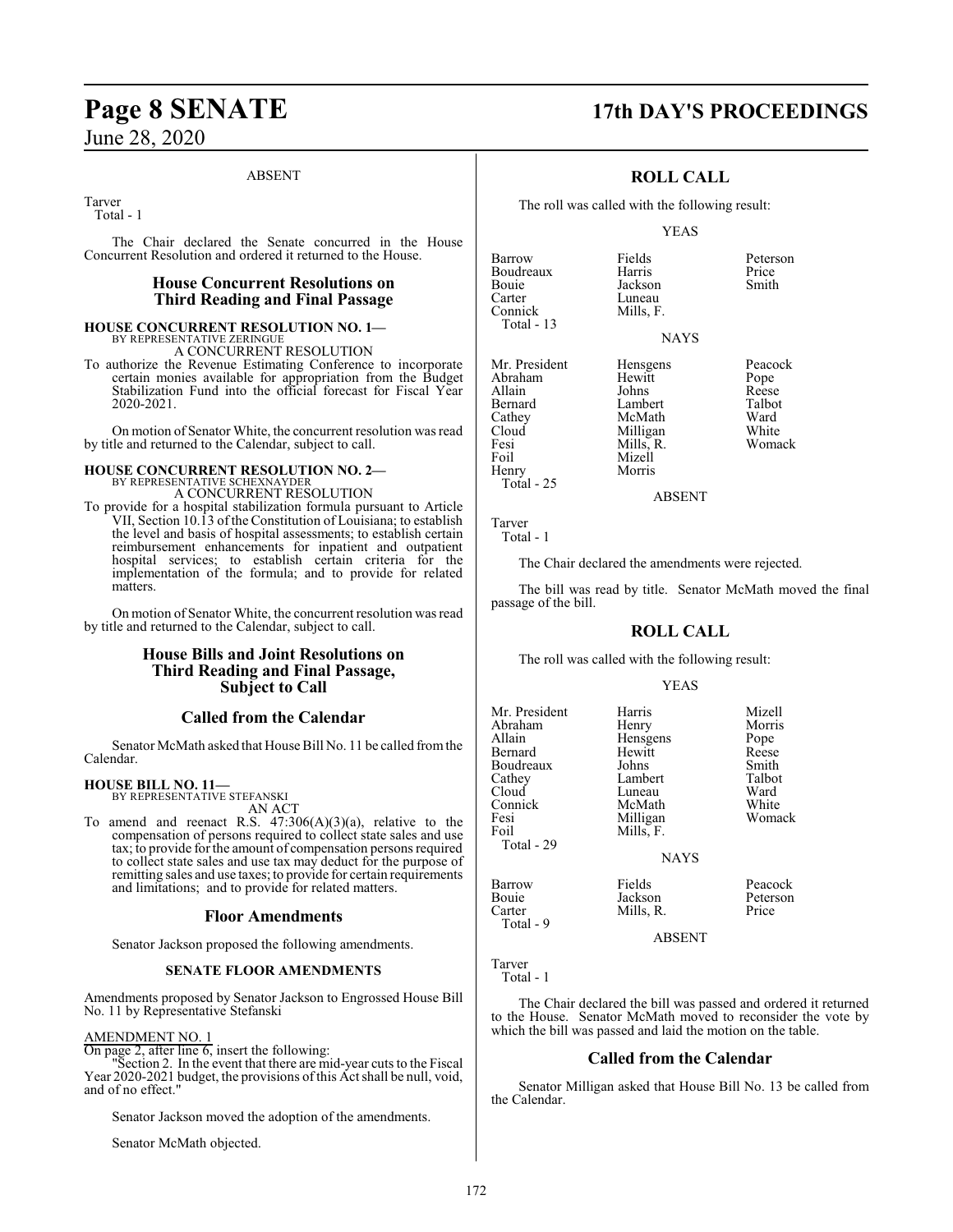## ABSENT

Tarver
Total - 1

The Chair declared the Senate concurred in the House Concurrent Resolution and ordered it returned to the House.

## House Concurrent Resolutions on Third Reading and Final Passage

**HOUSE CONCURRENT RESOLUTION NO. 1—**
BY REPRESENTATIVE ZERINGUE
A CONCURRENT RESOLUTION

To authorize the Revenue Estimating Conference to incorporate certain monies available for appropriation from the Budget Stabilization Fund into the official forecast for Fiscal Year 2020-2021.

On motion of Senator White, the concurrent resolution was read by title and returned to the Calendar, subject to call.

**HOUSE CONCURRENT RESOLUTION NO. 2—**
BY REPRESENTATIVE SCHEXNAYDER
A CONCURRENT RESOLUTION

To provide for a hospital stabilization formula pursuant to Article VII, Section 10.13 of the Constitution of Louisiana; to establish the level and basis of hospital assessments; to establish certain reimbursement enhancements for inpatient and outpatient hospital services; to establish certain criteria for the implementation of the formula; and to provide for related matters.

On motion of Senator White, the concurrent resolution was read by title and returned to the Calendar, subject to call.

## House Bills and Joint Resolutions on Third Reading and Final Passage, Subject to Call

## Called from the Calendar

Senator McMath asked that House Bill No. 11 be called from the Calendar.

**HOUSE BILL NO. 11—**
BY REPRESENTATIVE STEFANSKI
AN ACT

To amend and reenact R.S. 47:306(A)(3)(a), relative to the compensation of persons required to collect state sales and use tax; to provide for the amount of compensation persons required to collect state sales and use tax may deduct for the purpose of remitting sales and use taxes; to provide for certain requirements and limitations; and to provide for related matters.

## Floor Amendments

Senator Jackson proposed the following amendments.

### SENATE FLOOR AMENDMENTS

Amendments proposed by Senator Jackson to Engrossed House Bill No. 11 by Representative Stefanski

AMENDMENT NO. 1
On page 2, after line 6, insert the following:
"Section 2. In the event that there are mid-year cuts to the Fiscal Year 2020-2021 budget, the provisions of this Act shall be null, void, and of no effect."

Senator Jackson moved the adoption of the amendments.

Senator McMath objected.

## ROLL CALL

The roll was called with the following result:

### YEAS

| | | |
|---|---|---|
| Barrow | Fields | Peterson |
| Boudreaux | Harris | Price |
| Bouie | Jackson | Smith |
| Carter | Luneau | |
| Connick | Mills, F. | |

Total - 13

### NAYS

| | | |
|---|---|---|
| Mr. President | Hensgens | Peacock |
| Abraham | Hewitt | Pope |
| Allain | Johns | Reese |
| Bernard | Lambert | Talbot |
| Cathey | McMath | Ward |
| Cloud | Milligan | White |
| Fesi | Mills, R. | Womack |
| Foil | Mizell | |
| Henry | Morris | |

Total - 25

### ABSENT

Tarver
Total - 1

The Chair declared the amendments were rejected.

The bill was read by title. Senator McMath moved the final passage of the bill.

## ROLL CALL

The roll was called with the following result:

### YEAS

| | | |
|---|---|---|
| Mr. President | Harris | Mizell |
| Abraham | Henry | Morris |
| Allain | Hensgens | Pope |
| Bernard | Hewitt | Reese |
| Boudreaux | Johns | Smith |
| Cathey | Lambert | Talbot |
| Cloud | Luneau | Ward |
| Connick | McMath | White |
| Fesi | Milligan | Womack |
| Foil | Mills, F. | |

Total - 29

### NAYS

| | | |
|---|---|---|
| Barrow | Fields | Peacock |
| Bouie | Jackson | Peterson |
| Carter | Mills, R. | Price |

Total - 9

### ABSENT

Tarver
Total - 1

The Chair declared the bill was passed and ordered it returned to the House. Senator McMath moved to reconsider the vote by which the bill was passed and laid the motion on the table.

## Called from the Calendar

Senator Milligan asked that House Bill No. 13 be called from the Calendar.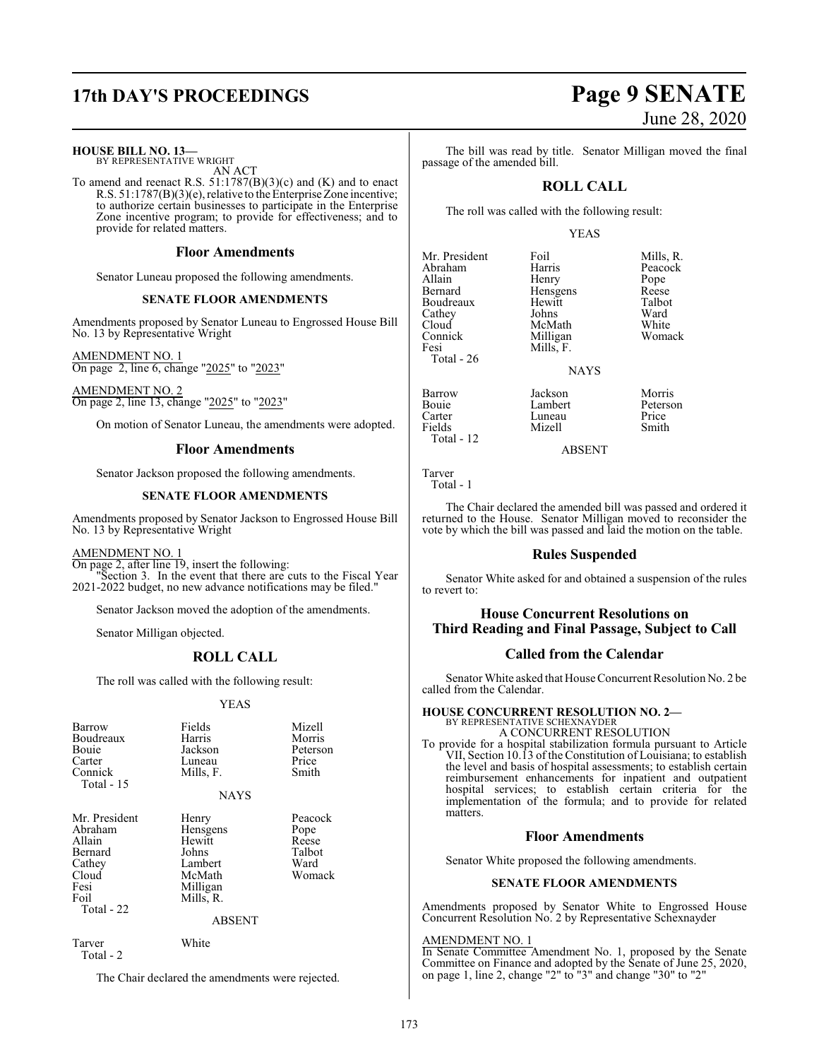**HOUSE BILL NO. 13—**
BY REPRESENTATIVE WRIGHT
AN ACT

To amend and reenact R.S. 51:1787(B)(3)(c) and (K) and to enact R.S. 51:1787(B)(3)(e), relative to the Enterprise Zone incentive; to authorize certain businesses to participate in the Enterprise Zone incentive program; to provide for effectiveness; and to provide for related matters.

## Floor Amendments

Senator Luneau proposed the following amendments.

### SENATE FLOOR AMENDMENTS

Amendments proposed by Senator Luneau to Engrossed House Bill No. 13 by Representative Wright

AMENDMENT NO. 1
On page 2, line 6, change "2025" to "2023"

AMENDMENT NO. 2
On page 2, line 13, change "2025" to "2023"

On motion of Senator Luneau, the amendments were adopted.

## Floor Amendments

Senator Jackson proposed the following amendments.

### SENATE FLOOR AMENDMENTS

Amendments proposed by Senator Jackson to Engrossed House Bill No. 13 by Representative Wright

AMENDMENT NO. 1
On page 2, after line 19, insert the following:
"Section 3. In the event that there are cuts to the Fiscal Year 2021-2022 budget, no new advance notifications may be filed."

Senator Jackson moved the adoption of the amendments.

Senator Milligan objected.

## ROLL CALL

The roll was called with the following result:

YEAS

| | | |
|---|---|---|
| Barrow | Fields | Mizell |
| Boudreaux | Harris | Morris |
| Bouie | Jackson | Peterson |
| Carter | Luneau | Price |
| Connick | Mills, F. | Smith |
| Total - 15 | | |

NAYS

| | | |
|---|---|---|
| Mr. President | Henry | Peacock |
| Abraham | Hensgens | Pope |
| Allain | Hewitt | Reese |
| Bernard | Johns | Talbot |
| Cathey | Lambert | Ward |
| Cloud | McMath | Womack |
| Fesi | Milligan | |
| Foil | Mills, R. | |
| Total - 22 | | |

ABSENT

| | |
|---|---|
| Tarver | White |
| Total - 2 | |

The Chair declared the amendments were rejected.

The bill was read by title. Senator Milligan moved the final passage of the amended bill.

## ROLL CALL

The roll was called with the following result:

YEAS

| | | |
|---|---|---|
| Mr. President | Foil | Mills, R. |
| Abraham | Harris | Peacock |
| Allain | Henry | Pope |
| Bernard | Hensgens | Reese |
| Boudreaux | Hewitt | Talbot |
| Cathey | Johns | Ward |
| Cloud | McMath | White |
| Connick | Milligan | Womack |
| Fesi | Mills, F. | |
| Total - 26 | | |

NAYS

| | | |
|---|---|---|
| Barrow | Jackson | Morris |
| Bouie | Lambert | Peterson |
| Carter | Luneau | Price |
| Fields | Mizell | Smith |
| Total - 12 | | |

ABSENT

Tarver
Total - 1

The Chair declared the amended bill was passed and ordered it returned to the House. Senator Milligan moved to reconsider the vote by which the bill was passed and laid the motion on the table.

## Rules Suspended

Senator White asked for and obtained a suspension of the rules to revert to:

## House Concurrent Resolutions on Third Reading and Final Passage, Subject to Call

## Called from the Calendar

Senator White asked that House Concurrent Resolution No. 2 be called from the Calendar.

**HOUSE CONCURRENT RESOLUTION NO. 2—**
BY REPRESENTATIVE SCHEXNAYDER
A CONCURRENT RESOLUTION

To provide for a hospital stabilization formula pursuant to Article VII, Section 10.13 of the Constitution of Louisiana; to establish the level and basis of hospital assessments; to establish certain reimbursement enhancements for inpatient and outpatient hospital services; to establish certain criteria for the implementation of the formula; and to provide for related matters.

## Floor Amendments

Senator White proposed the following amendments.

### SENATE FLOOR AMENDMENTS

Amendments proposed by Senator White to Engrossed House Concurrent Resolution No. 2 by Representative Schexnayder

AMENDMENT NO. 1
In Senate Committee Amendment No. 1, proposed by the Senate Committee on Finance and adopted by the Senate of June 25, 2020, on page 1, line 2, change "2" to "3" and change "30" to "2"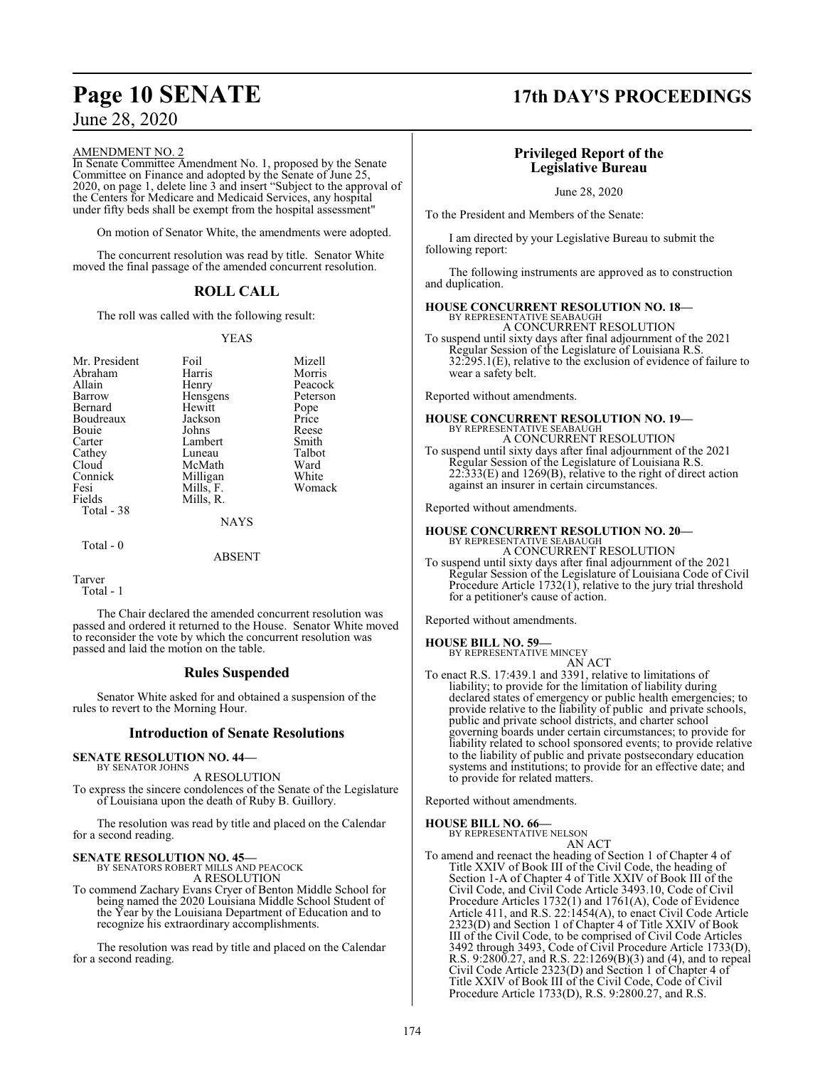AMENDMENT NO. 2

In Senate Committee Amendment No. 1, proposed by the Senate Committee on Finance and adopted by the Senate of June 25, 2020, on page 1, delete line 3 and insert "Subject to the approval of the Centers for Medicare and Medicaid Services, any hospital under fifty beds shall be exempt from the hospital assessment"

On motion of Senator White, the amendments were adopted.

The concurrent resolution was read by title. Senator White moved the final passage of the amended concurrent resolution.

## ROLL CALL

The roll was called with the following result:

YEAS

| | | |
|---|---|---|
| Mr. President | Foil | Mizell |
| Abraham | Harris | Morris |
| Allain | Henry | Peacock |
| Barrow | Hensgens | Peterson |
| Bernard | Hewitt | Pope |
| Boudreaux | Jackson | Price |
| Bouie | Johns | Reese |
| Carter | Lambert | Smith |
| Cathey | Luneau | Talbot |
| Cloud | McMath | Ward |
| Connick | Milligan | White |
| Fesi | Mills, F. | Womack |
| Fields | Mills, R. | |

Total - 38

NAYS

Total - 0

ABSENT

Tarver

Total - 1

The Chair declared the amended concurrent resolution was passed and ordered it returned to the House. Senator White moved to reconsider the vote by which the concurrent resolution was passed and laid the motion on the table.

## Rules Suspended

Senator White asked for and obtained a suspension of the rules to revert to the Morning Hour.

## Introduction of Senate Resolutions

**SENATE RESOLUTION NO. 44—**
BY SENATOR JOHNS

A RESOLUTION

To express the sincere condolences of the Senate of the Legislature of Louisiana upon the death of Ruby B. Guillory.

The resolution was read by title and placed on the Calendar for a second reading.

**SENATE RESOLUTION NO. 45—**
BY SENATORS ROBERT MILLS AND PEACOCK

A RESOLUTION

To commend Zachary Evans Cryer of Benton Middle School for being named the 2020 Louisiana Middle School Student of the Year by the Louisiana Department of Education and to recognize his extraordinary accomplishments.

The resolution was read by title and placed on the Calendar for a second reading.

## Privileged Report of the Legislative Bureau

June 28, 2020

To the President and Members of the Senate:

I am directed by your Legislative Bureau to submit the following report:

The following instruments are approved as to construction and duplication.

**HOUSE CONCURRENT RESOLUTION NO. 18—**
BY REPRESENTATIVE SEABAUGH

A CONCURRENT RESOLUTION

To suspend until sixty days after final adjournment of the 2021 Regular Session of the Legislature of Louisiana R.S. 32:295.1(E), relative to the exclusion of evidence of failure to wear a safety belt.

Reported without amendments.

**HOUSE CONCURRENT RESOLUTION NO. 19—**
BY REPRESENTATIVE SEABAUGH

A CONCURRENT RESOLUTION

To suspend until sixty days after final adjournment of the 2021 Regular Session of the Legislature of Louisiana R.S. 22:333(E) and 1269(B), relative to the right of direct action against an insurer in certain circumstances.

Reported without amendments.

**HOUSE CONCURRENT RESOLUTION NO. 20—**
BY REPRESENTATIVE SEABAUGH

A CONCURRENT RESOLUTION

To suspend until sixty days after final adjournment of the 2021 Regular Session of the Legislature of Louisiana Code of Civil Procedure Article 1732(1), relative to the jury trial threshold for a petitioner's cause of action.

Reported without amendments.

**HOUSE BILL NO. 59—**
BY REPRESENTATIVE MINCEY

AN ACT

To enact R.S. 17:439.1 and 3391, relative to limitations of liability; to provide for the limitation of liability during declared states of emergency or public health emergencies; to provide relative to the liability of public and private schools, public and private school districts, and charter school governing boards under certain circumstances; to provide for liability related to school sponsored events; to provide relative to the liability of public and private postsecondary education systems and institutions; to provide for an effective date; and to provide for related matters.

Reported without amendments.

**HOUSE BILL NO. 66—**
BY REPRESENTATIVE NELSON

AN ACT

To amend and reenact the heading of Section 1 of Chapter 4 of Title XXIV of Book III of the Civil Code, the heading of Section 1-A of Chapter 4 of Title XXIV of Book III of the Civil Code, and Civil Code Article 3493.10, Code of Civil Procedure Articles 1732(1) and 1761(A), Code of Evidence Article 411, and R.S. 22:1454(A), to enact Civil Code Article 2323(D) and Section 1 of Chapter 4 of Title XXIV of Book III of the Civil Code, to be comprised of Civil Code Articles 3492 through 3493, Code of Civil Procedure Article 1733(D), R.S. 9:2800.27, and R.S. 22:1269(B)(3) and (4), and to repeal Civil Code Article 2323(D) and Section 1 of Chapter 4 of Title XXIV of Book III of the Civil Code, Code of Civil Procedure Article 1733(D), R.S. 9:2800.27, and R.S.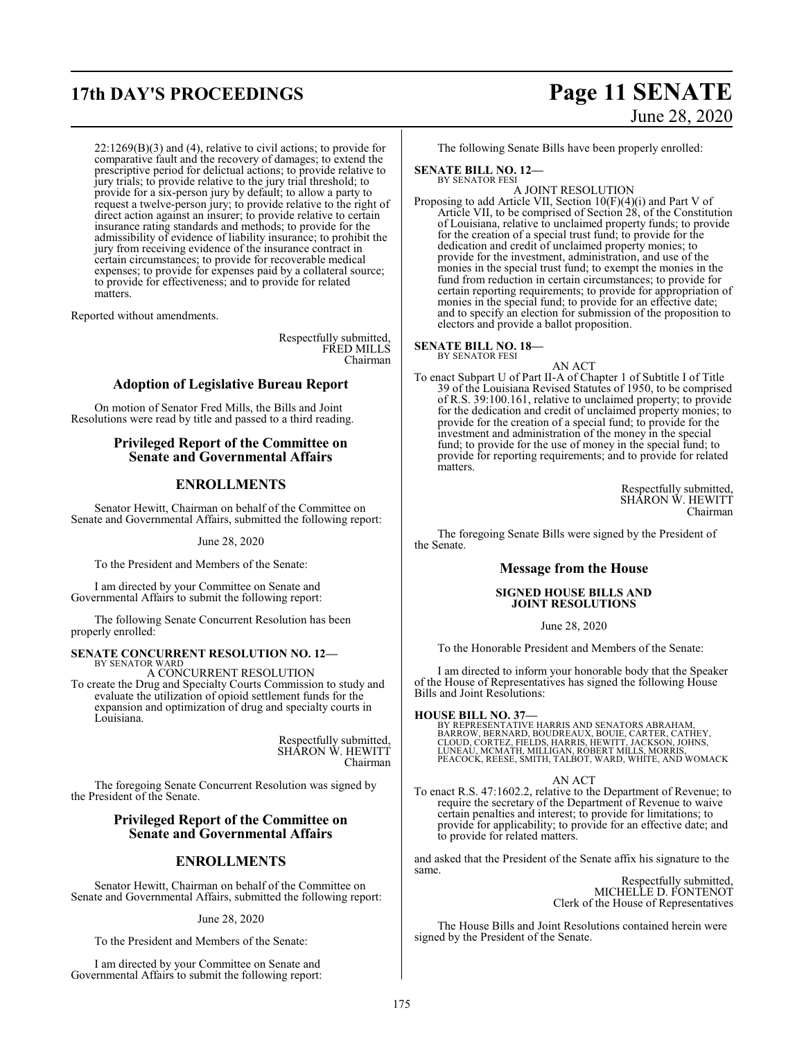22:1269(B)(3) and (4), relative to civil actions; to provide for comparative fault and the recovery of damages; to extend the prescriptive period for delictual actions; to provide relative to jury trials; to provide relative to the jury trial threshold; to provide for a six-person jury by default; to allow a party to request a twelve-person jury; to provide relative to the right of direct action against an insurer; to provide relative to certain insurance rating standards and methods; to provide for the admissibility of evidence of liability insurance; to prohibit the jury from receiving evidence of the insurance contract in certain circumstances; to provide for recoverable medical expenses; to provide for expenses paid by a collateral source; to provide for effectiveness; and to provide for related matters.

Reported without amendments.

Respectfully submitted,
FRED MILLS
Chairman

## Adoption of Legislative Bureau Report

On motion of Senator Fred Mills, the Bills and Joint Resolutions were read by title and passed to a third reading.

## Privileged Report of the Committee on Senate and Governmental Affairs

## ENROLLMENTS

Senator Hewitt, Chairman on behalf of the Committee on Senate and Governmental Affairs, submitted the following report:

June 28, 2020

To the President and Members of the Senate:

I am directed by your Committee on Senate and Governmental Affairs to submit the following report:

The following Senate Concurrent Resolution has been properly enrolled:

**SENATE CONCURRENT RESOLUTION NO. 12—**
BY SENATOR WARD
A CONCURRENT RESOLUTION
To create the Drug and Specialty Courts Commission to study and evaluate the utilization of opioid settlement funds for the expansion and optimization of drug and specialty courts in Louisiana.

Respectfully submitted,
SHARON W. HEWITT
Chairman

The foregoing Senate Concurrent Resolution was signed by the President of the Senate.

## Privileged Report of the Committee on Senate and Governmental Affairs

## ENROLLMENTS

Senator Hewitt, Chairman on behalf of the Committee on Senate and Governmental Affairs, submitted the following report:

June 28, 2020

To the President and Members of the Senate:

I am directed by your Committee on Senate and Governmental Affairs to submit the following report:

The following Senate Bills have been properly enrolled:

**SENATE BILL NO. 12—**
BY SENATOR FESI
A JOINT RESOLUTION
Proposing to add Article VII, Section 10(F)(4)(i) and Part V of Article VII, to be comprised of Section 28, of the Constitution of Louisiana, relative to unclaimed property funds; to provide for the creation of a special trust fund; to provide for the dedication and credit of unclaimed property monies; to provide for the investment, administration, and use of the monies in the special trust fund; to exempt the monies in the fund from reduction in certain circumstances; to provide for certain reporting requirements; to provide for appropriation of monies in the special fund; to provide for an effective date; and to specify an election for submission of the proposition to electors and provide a ballot proposition.

**SENATE BILL NO. 18—**
BY SENATOR FESI
AN ACT
To enact Subpart U of Part II-A of Chapter 1 of Subtitle I of Title 39 of the Louisiana Revised Statutes of 1950, to be comprised of R.S. 39:100.161, relative to unclaimed property; to provide for the dedication and credit of unclaimed property monies; to provide for the creation of a special fund; to provide for the investment and administration of the money in the special fund; to provide for the use of money in the special fund; to provide for reporting requirements; and to provide for related matters.

Respectfully submitted,
SHARON W. HEWITT
Chairman

The foregoing Senate Bills were signed by the President of the Senate.

## Message from the House

### SIGNED HOUSE BILLS AND JOINT RESOLUTIONS

June 28, 2020

To the Honorable President and Members of the Senate:

I am directed to inform your honorable body that the Speaker of the House of Representatives has signed the following House Bills and Joint Resolutions:

**HOUSE BILL NO. 37—**
BY REPRESENTATIVE HARRIS AND SENATORS ABRAHAM, BARROW, BERNARD, BOUDREAUX, BOUIE, CARTER, CATHEY, CLOUD, CORTEZ, FIELDS, HARRIS, HEWITT, JACKSON, JOHNS, LUNEAU, MCMATH, MILLIGAN, ROBERT MILLS, MORRIS, PEACOCK, REESE, SMITH, TALBOT, WARD, WHITE, AND WOMACK
AN ACT
To enact R.S. 47:1602.2, relative to the Department of Revenue; to require the secretary of the Department of Revenue to waive certain penalties and interest; to provide for limitations; to provide for applicability; to provide for an effective date; and to provide for related matters.

and asked that the President of the Senate affix his signature to the same.

Respectfully submitted,
MICHELLE D. FONTENOT
Clerk of the House of Representatives

The House Bills and Joint Resolutions contained herein were signed by the President of the Senate.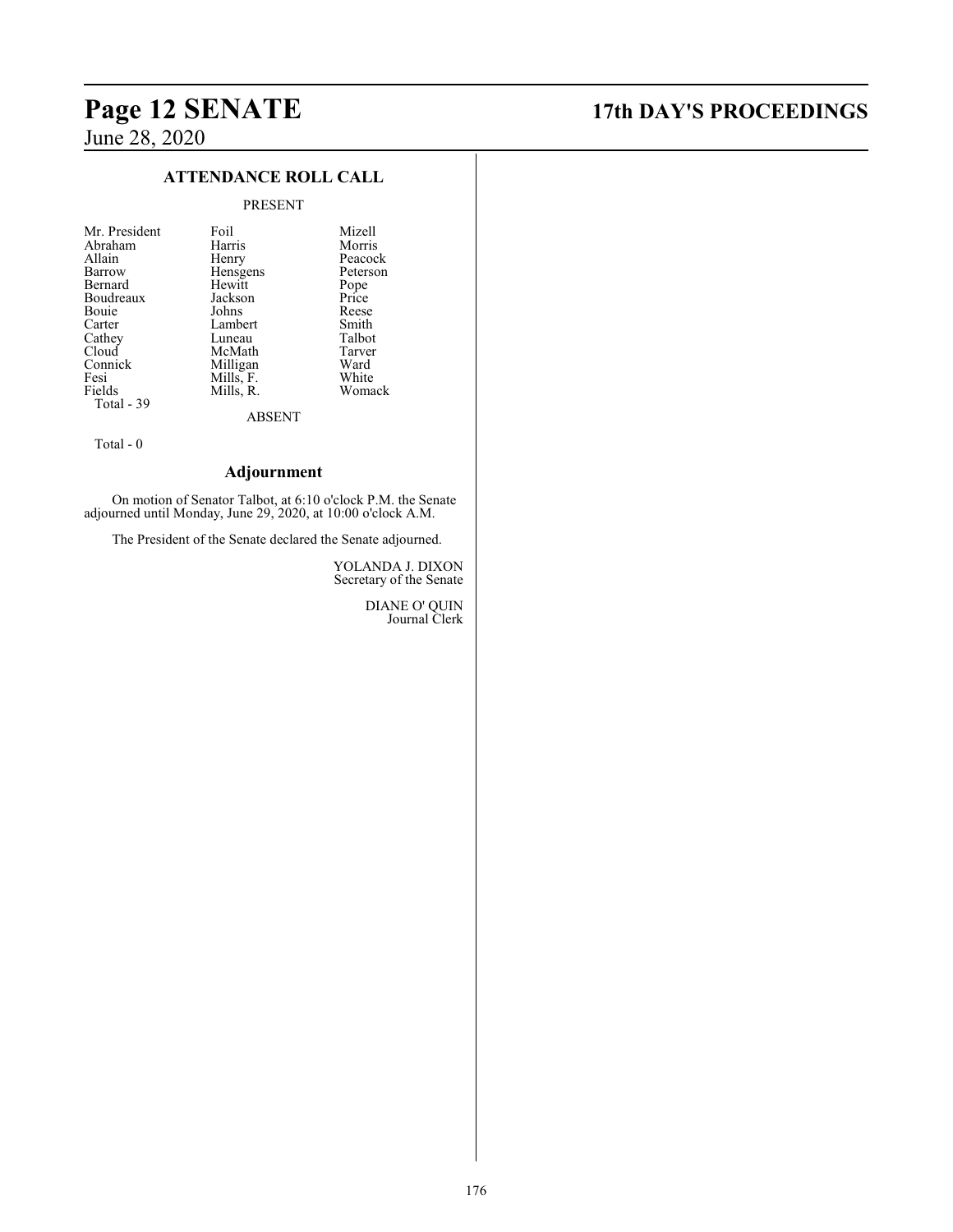## ATTENDANCE ROLL CALL

PRESENT

| | | |
|---|---|---|
| Mr. President | Foil | Mizell |
| Abraham | Harris | Morris |
| Allain | Henry | Peacock |
| Barrow | Hensgens | Peterson |
| Bernard | Hewitt | Pope |
| Boudreaux | Jackson | Price |
| Bouie | Johns | Reese |
| Carter | Lambert | Smith |
| Cathey | Luneau | Talbot |
| Cloud | McMath | Tarver |
| Connick | Milligan | Ward |
| Fesi | Mills, F. | White |
| Fields | Mills, R. | Womack |

Total - 39

ABSENT

Total - 0

## Adjournment

On motion of Senator Talbot, at 6:10 o'clock P.M. the Senate adjourned until Monday, June 29, 2020, at 10:00 o'clock A.M.

The President of the Senate declared the Senate adjourned.

YOLANDA J. DIXON
Secretary of the Senate

DIANE O' QUIN
Journal Clerk